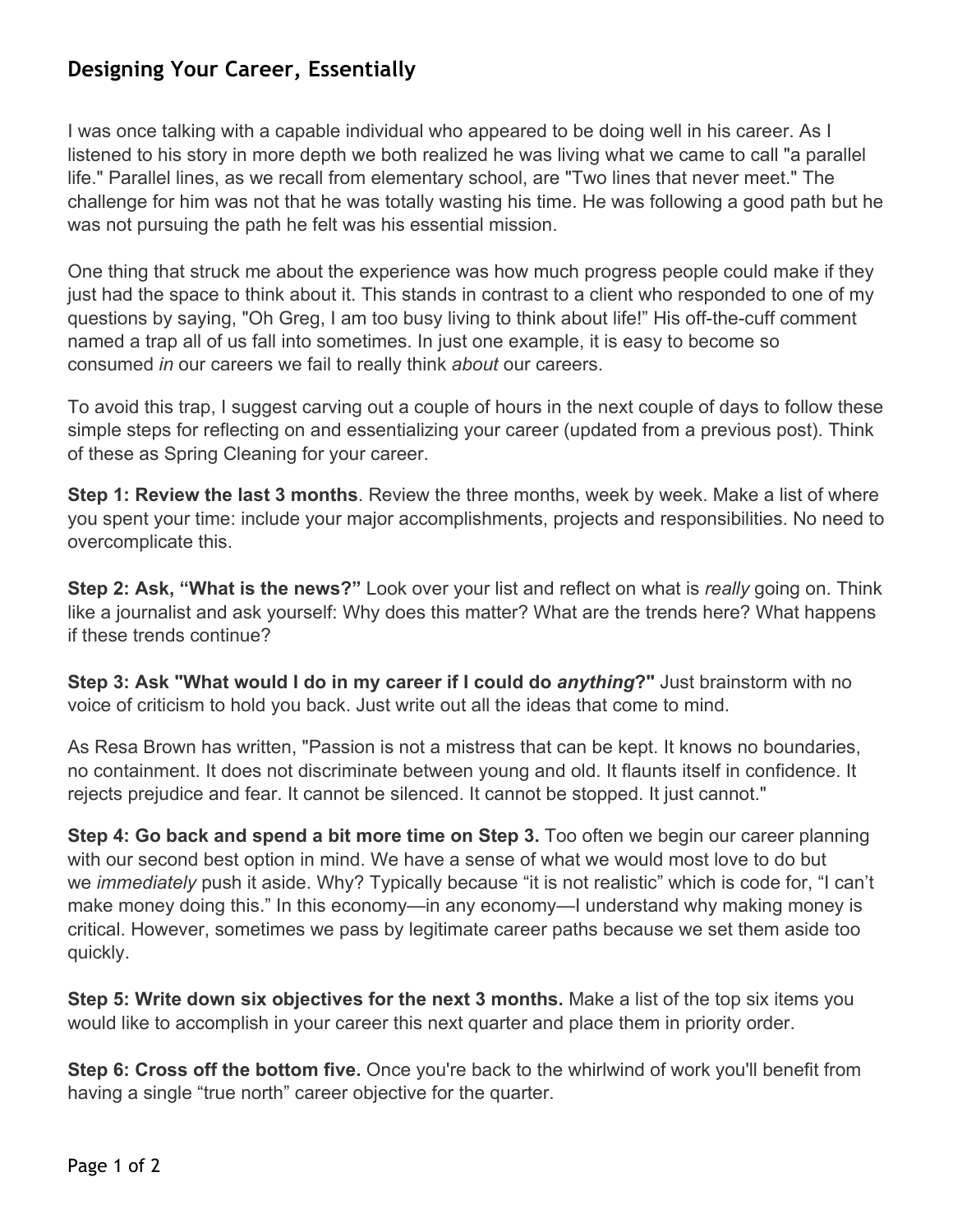# Designing Your Career, Essentially

I was once talking with a capable individual who appeared to be doing well in his career. As I listened to his story in more depth we both realized he was living what we came to call "a parallel life." Parallel lines, as we recall from elementary school, are "Two lines that never meet." The challenge for him was not that he was totally wasting his time. He was following a good path but he was not pursuing the path he felt was his essential mission.

One thing that struck me about the experience was how much progress people could make if they just had the space to think about it. This stands in contrast to a client who responded to one of my questions by saying, "Oh Greg, I am too busy living to think about life!" His off-the-cuff comment named a trap all of us fall into sometimes. In just one example, it is easy to become so consumed *in* our careers we fail to really think *about* our careers.

To avoid this trap, I suggest carving out a couple of hours in the next couple of days to follow these simple steps for reflecting on and essentializing your career (updated from a previous post). Think of these as Spring Cleaning for your career.

**Step 1: Review the last 3 months**. Review the three months, week by week. Make a list of where you spent your time: include your major accomplishments, projects and responsibilities. No need to overcomplicate this.

**Step 2: Ask, "What is the news?"** Look over your list and reflect on what is *really* going on. Think like a journalist and ask yourself: Why does this matter? What are the trends here? What happens if these trends continue?

**Step 3: Ask "What would I do in my career if I could do *anything*?"** Just brainstorm with no voice of criticism to hold you back. Just write out all the ideas that come to mind.

As Resa Brown has written, "Passion is not a mistress that can be kept. It knows no boundaries, no containment. It does not discriminate between young and old. It flaunts itself in confidence. It rejects prejudice and fear. It cannot be silenced. It cannot be stopped. It just cannot."

**Step 4: Go back and spend a bit more time on Step 3.** Too often we begin our career planning with our second best option in mind. We have a sense of what we would most love to do but we *immediately* push it aside. Why? Typically because "it is not realistic" which is code for, "I can't make money doing this." In this economy—in any economy—I understand why making money is critical. However, sometimes we pass by legitimate career paths because we set them aside too quickly.

**Step 5: Write down six objectives for the next 3 months.** Make a list of the top six items you would like to accomplish in your career this next quarter and place them in priority order.

**Step 6: Cross off the bottom five.** Once you're back to the whirlwind of work you'll benefit from having a single "true north" career objective for the quarter.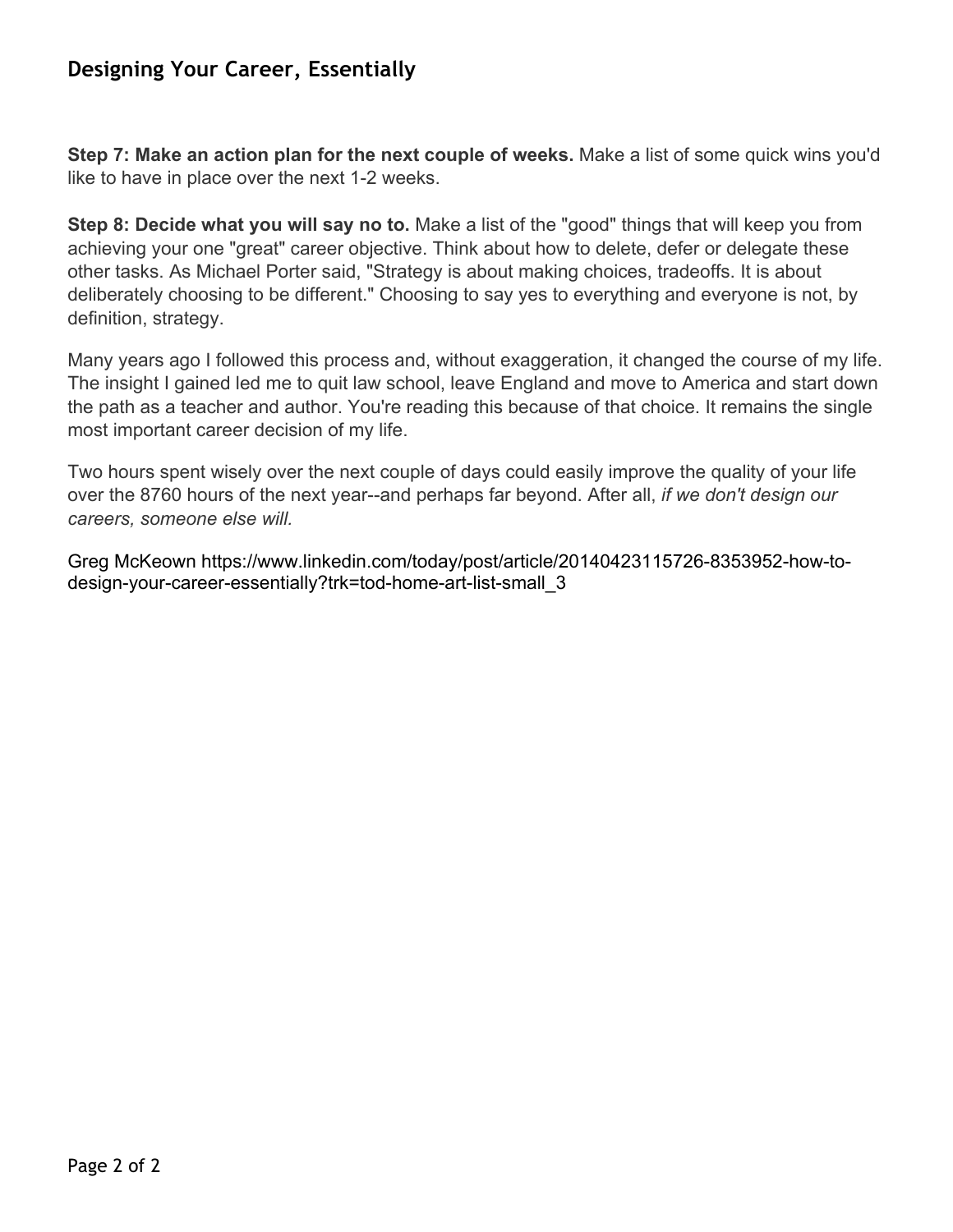**Step 7: Make an action plan for the next couple of weeks.** Make a list of some quick wins you'd like to have in place over the next 1-2 weeks.

**Step 8: Decide what you will say no to.** Make a list of the "good" things that will keep you from achieving your one "great" career objective. Think about how to delete, defer or delegate these other tasks. As Michael Porter said, "Strategy is about making choices, tradeoffs. It is about deliberately choosing to be different." Choosing to say yes to everything and everyone is not, by definition, strategy.

Many years ago I followed this process and, without exaggeration, it changed the course of my life. The insight I gained led me to quit law school, leave England and move to America and start down the path as a teacher and author. You're reading this because of that choice. It remains the single most important career decision of my life.

Two hours spent wisely over the next couple of days could easily improve the quality of your life over the 8760 hours of the next year--and perhaps far beyond. After all, *if we don't design our careers, someone else will.*

Greg McKeown https://www.linkedin.com/today/post/article/20140423115726-8353952-how-to-design-your-career-essentially?trk=tod-home-art-list-small_3